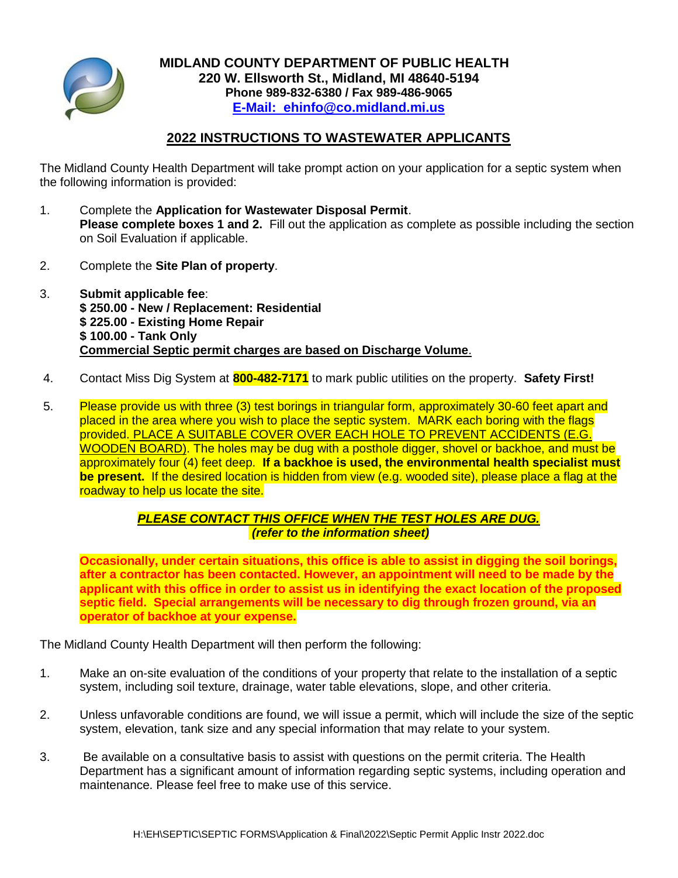**MIDLAND COUNTY DEPARTMENT OF PUBLIC HEALTH**
**220 W. Ellsworth St., Midland, MI 48640-5194**
**Phone 989-832-6380 / Fax 989-486-9065**
**E-Mail: ehinfo@co.midland.mi.us**

## 2022 INSTRUCTIONS TO WASTEWATER APPLICANTS

The Midland County Health Department will take prompt action on your application for a septic system when the following information is provided:

1. Complete the **Application for Wastewater Disposal Permit**.
   **Please complete boxes 1 and 2.** Fill out the application as complete as possible including the section on Soil Evaluation if applicable.

2. Complete the **Site Plan of property**.

3. **Submit applicable fee**:
   **$ 250.00 - New / Replacement: Residential**
   **$ 225.00 - Existing Home Repair**
   **$ 100.00 - Tank Only**
   **Commercial Septic permit charges are based on Discharge Volume**.

4. Contact Miss Dig System at **800-482-7171** to mark public utilities on the property. **Safety First!**

5. Please provide us with three (3) test borings in triangular form, approximately 30-60 feet apart and placed in the area where you wish to place the septic system. MARK each boring with the flags provided. PLACE A SUITABLE COVER OVER EACH HOLE TO PREVENT ACCIDENTS (E.G. WOODEN BOARD). The holes may be dug with a posthole digger, shovel or backhoe, and must be approximately four (4) feet deep. **If a backhoe is used, the environmental health specialist must be present.** If the desired location is hidden from view (e.g. wooded site), please place a flag at the roadway to help us locate the site.

   ***PLEASE CONTACT THIS OFFICE WHEN THE TEST HOLES ARE DUG.***
   ***(refer to the information sheet)***

   **Occasionally, under certain situations, this office is able to assist in digging the soil borings, after a contractor has been contacted. However, an appointment will need to be made by the applicant with this office in order to assist us in identifying the exact location of the proposed septic field. Special arrangements will be necessary to dig through frozen ground, via an operator of backhoe at your expense.**

The Midland County Health Department will then perform the following:

1. Make an on-site evaluation of the conditions of your property that relate to the installation of a septic system, including soil texture, drainage, water table elevations, slope, and other criteria.

2. Unless unfavorable conditions are found, we will issue a permit, which will include the size of the septic system, elevation, tank size and any special information that may relate to your system.

3. Be available on a consultative basis to assist with questions on the permit criteria. The Health Department has a significant amount of information regarding septic systems, including operation and maintenance. Please feel free to make use of this service.

H:\EH\SEPTIC\SEPTIC FORMS\Application & Final\2022\Septic Permit Applic Instr 2022.doc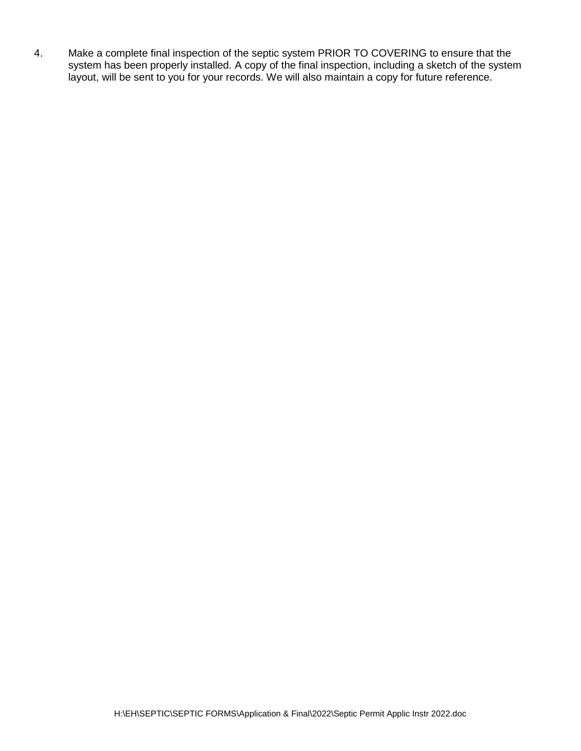4. Make a complete final inspection of the septic system PRIOR TO COVERING to ensure that the system has been properly installed. A copy of the final inspection, including a sketch of the system layout, will be sent to you for your records. We will also maintain a copy for future reference.